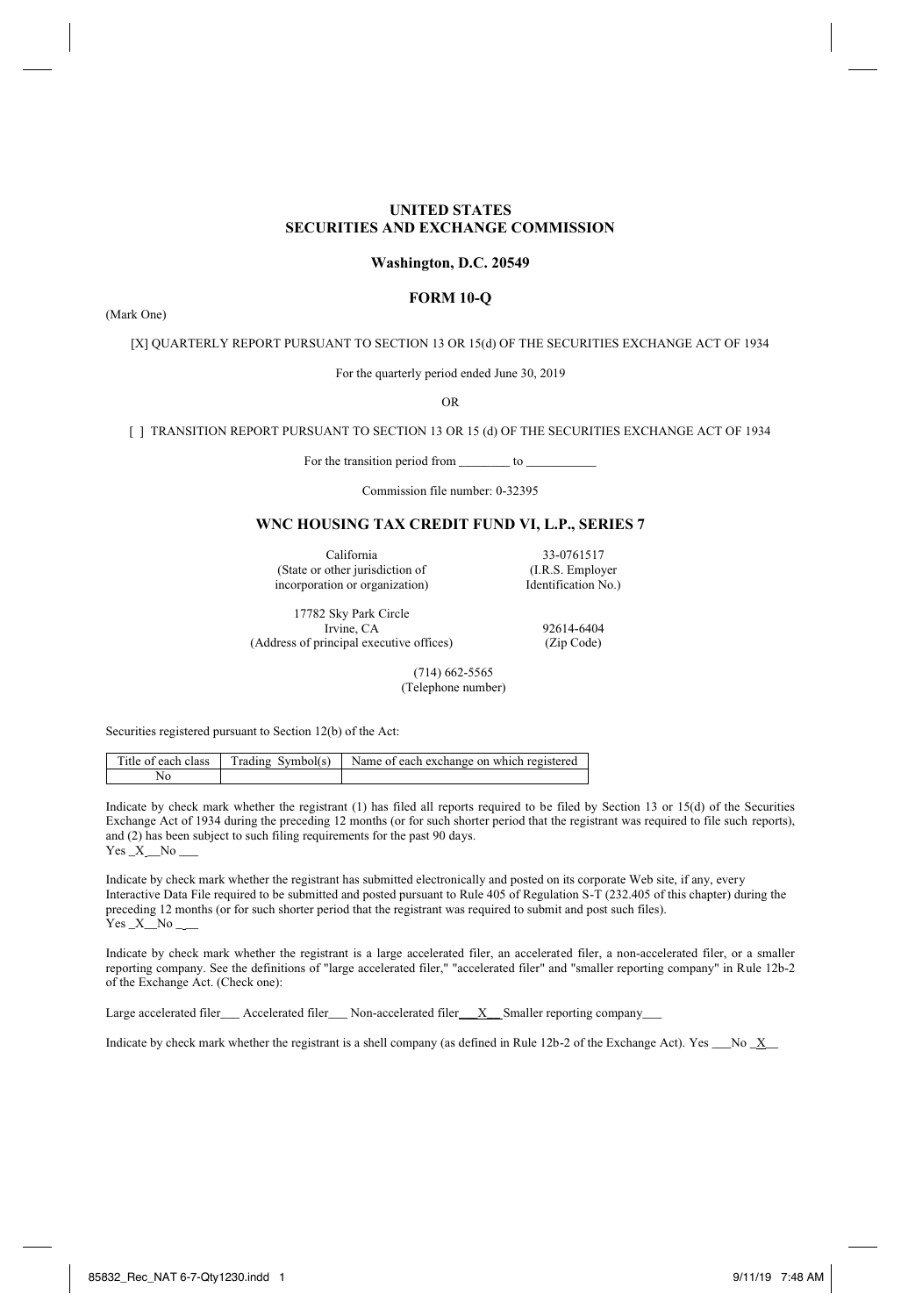# UNITED STATES
# SECURITIES AND EXCHANGE COMMISSION

### Washington, D.C. 20549

## FORM 10-Q

(Mark One)

[X] QUARTERLY REPORT PURSUANT TO SECTION 13 OR 15(d) OF THE SECURITIES EXCHANGE ACT OF 1934

For the quarterly period ended June 30, 2019

OR

[ ] TRANSITION REPORT PURSUANT TO SECTION 13 OR 15 (d) OF THE SECURITIES EXCHANGE ACT OF 1934

For the transition period from ________ to ___________

Commission file number: 0-32395

## WNC HOUSING TAX CREDIT FUND VI, L.P., SERIES 7

California
(State or other jurisdiction of incorporation or organization)

33-0761517
(I.R.S. Employer Identification No.)

17782 Sky Park Circle
Irvine, CA
(Address of principal executive offices)

92614-6404
(Zip Code)

(714) 662-5565
(Telephone number)

Securities registered pursuant to Section 12(b) of the Act:

| Title of each class | Trading Symbol(s) | Name of each exchange on which registered |
|---|---|---|
| No | | |

Indicate by check mark whether the registrant (1) has filed all reports required to be filed by Section 13 or 15(d) of the Securities Exchange Act of 1934 during the preceding 12 months (or for such shorter period that the registrant was required to file such reports), and (2) has been subject to such filing requirements for the past 90 days.
Yes _X__No ___

Indicate by check mark whether the registrant has submitted electronically and posted on its corporate Web site, if any, every Interactive Data File required to be submitted and posted pursuant to Rule 405 of Regulation S-T (232.405 of this chapter) during the preceding 12 months (or for such shorter period that the registrant was required to submit and post such files).
Yes _X__No ___

Indicate by check mark whether the registrant is a large accelerated filer, an accelerated filer, a non-accelerated filer, or a smaller reporting company. See the definitions of "large accelerated filer," "accelerated filer" and "smaller reporting company" in Rule 12b-2 of the Exchange Act. (Check one):

Large accelerated filer___ Accelerated filer___ Non-accelerated filer___X__ Smaller reporting company___

Indicate by check mark whether the registrant is a shell company (as defined in Rule 12b-2 of the Exchange Act). Yes ___No _X__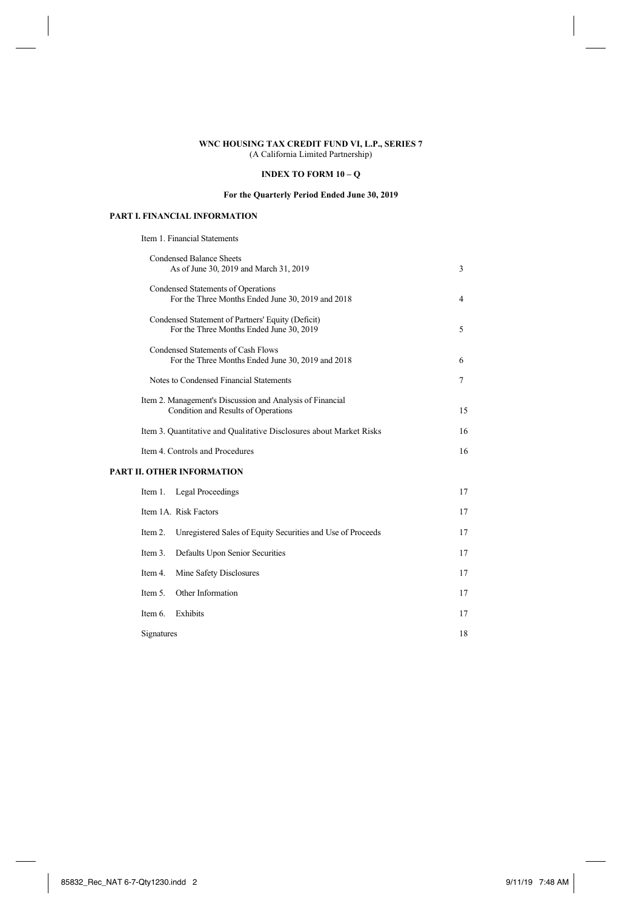**WNC HOUSING TAX CREDIT FUND VI, L.P., SERIES 7**
(A California Limited Partnership)

**INDEX TO FORM 10 – Q**

**For the Quarterly Period Ended June 30, 2019**

**PART I. FINANCIAL INFORMATION**

| | |
|---|---|
| Item 1. Financial Statements | |
| Condensed Balance Sheets<br>As of June 30, 2019 and March 31, 2019 | 3 |
| Condensed Statements of Operations<br>For the Three Months Ended June 30, 2019 and 2018 | 4 |
| Condensed Statement of Partners' Equity (Deficit)<br>For the Three Months Ended June 30, 2019 | 5 |
| Condensed Statements of Cash Flows<br>For the Three Months Ended June 30, 2019 and 2018 | 6 |
| Notes to Condensed Financial Statements | 7 |
| Item 2. Management's Discussion and Analysis of Financial Condition and Results of Operations | 15 |
| Item 3. Quantitative and Qualitative Disclosures about Market Risks | 16 |
| Item 4. Controls and Procedures | 16 |

**PART II. OTHER INFORMATION**

| | |
|---|---|
| Item 1. Legal Proceedings | 17 |
| Item 1A. Risk Factors | 17 |
| Item 2. Unregistered Sales of Equity Securities and Use of Proceeds | 17 |
| Item 3. Defaults Upon Senior Securities | 17 |
| Item 4. Mine Safety Disclosures | 17 |
| Item 5. Other Information | 17 |
| Item 6. Exhibits | 17 |
| Signatures | 18 |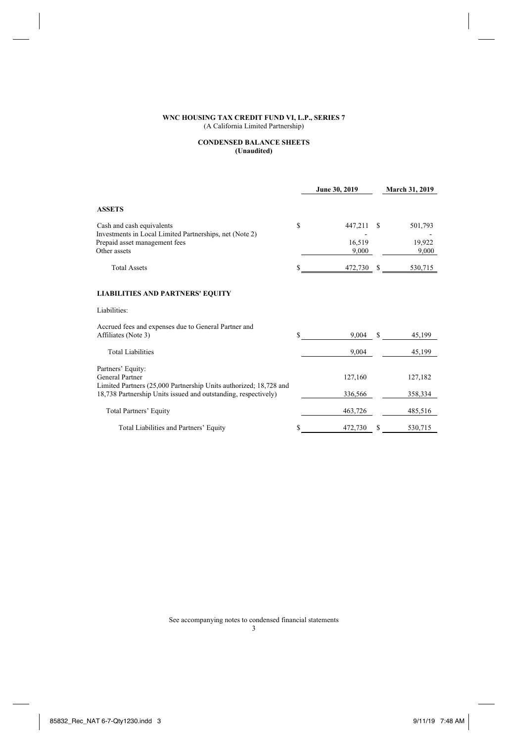**WNC HOUSING TAX CREDIT FUND VI, L.P., SERIES 7**
(A California Limited Partnership)

**CONDENSED BALANCE SHEETS**
**(Unaudited)**

| | June 30, 2019 | March 31, 2019 |
|---|---|---|
| **ASSETS** | | |
| Cash and cash equivalents | $ 447,211 | $ 501,793 |
| Investments in Local Limited Partnerships, net (Note 2) | - | - |
| Prepaid asset management fees | 16,519 | 19,922 |
| Other assets | 9,000 | 9,000 |
| Total Assets | $ 472,730 | $ 530,715 |
| **LIABILITIES AND PARTNERS' EQUITY** | | |
| Liabilities: | | |
| Accrued fees and expenses due to General Partner and Affiliates (Note 3) | $ 9,004 | $ 45,199 |
| Total Liabilities | 9,004 | 45,199 |
| Partners' Equity: | | |
| General Partner | 127,160 | 127,182 |
| Limited Partners (25,000 Partnership Units authorized; 18,728 and 18,738 Partnership Units issued and outstanding, respectively) | 336,566 | 358,334 |
| Total Partners' Equity | 463,726 | 485,516 |
| Total Liabilities and Partners' Equity | $ 472,730 | $ 530,715 |

See accompanying notes to condensed financial statements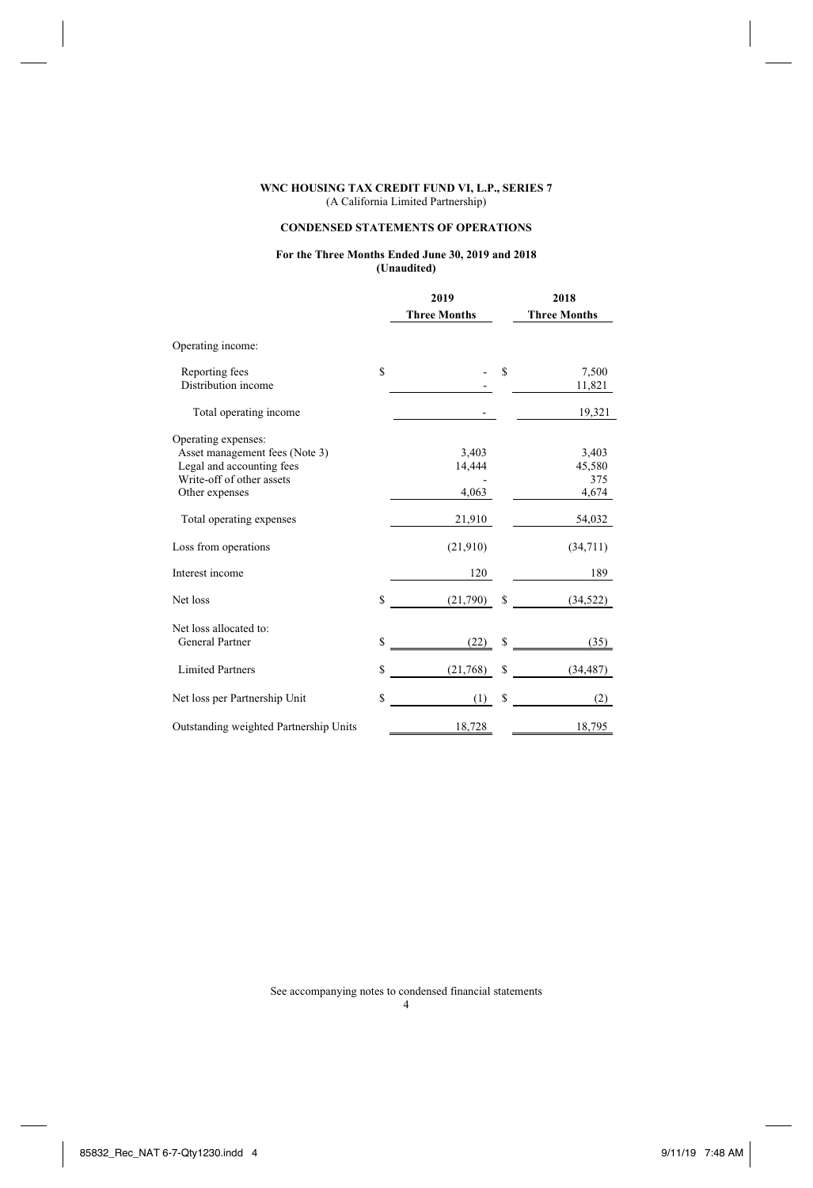**WNC HOUSING TAX CREDIT FUND VI, L.P., SERIES 7**
(A California Limited Partnership)

**CONDENSED STATEMENTS OF OPERATIONS**

**For the Three Months Ended June 30, 2019 and 2018**
**(Unaudited)**

| | 2019 Three Months | 2018 Three Months |
|---|---|---|
| Operating income: | | |
| Reporting fees | $ - | $ 7,500 |
| Distribution income | - | 11,821 |
| Total operating income | - | 19,321 |
| Operating expenses: | | |
| Asset management fees (Note 3) | 3,403 | 3,403 |
| Legal and accounting fees | 14,444 | 45,580 |
| Write-off of other assets | - | 375 |
| Other expenses | 4,063 | 4,674 |
| Total operating expenses | 21,910 | 54,032 |
| Loss from operations | (21,910) | (34,711) |
| Interest income | 120 | 189 |
| Net loss | $ (21,790) | $ (34,522) |
| Net loss allocated to: | | |
| General Partner | $ (22) | $ (35) |
| Limited Partners | $ (21,768) | $ (34,487) |
| Net loss per Partnership Unit | $ (1) | $ (2) |
| Outstanding weighted Partnership Units | 18,728 | 18,795 |

See accompanying notes to condensed financial statements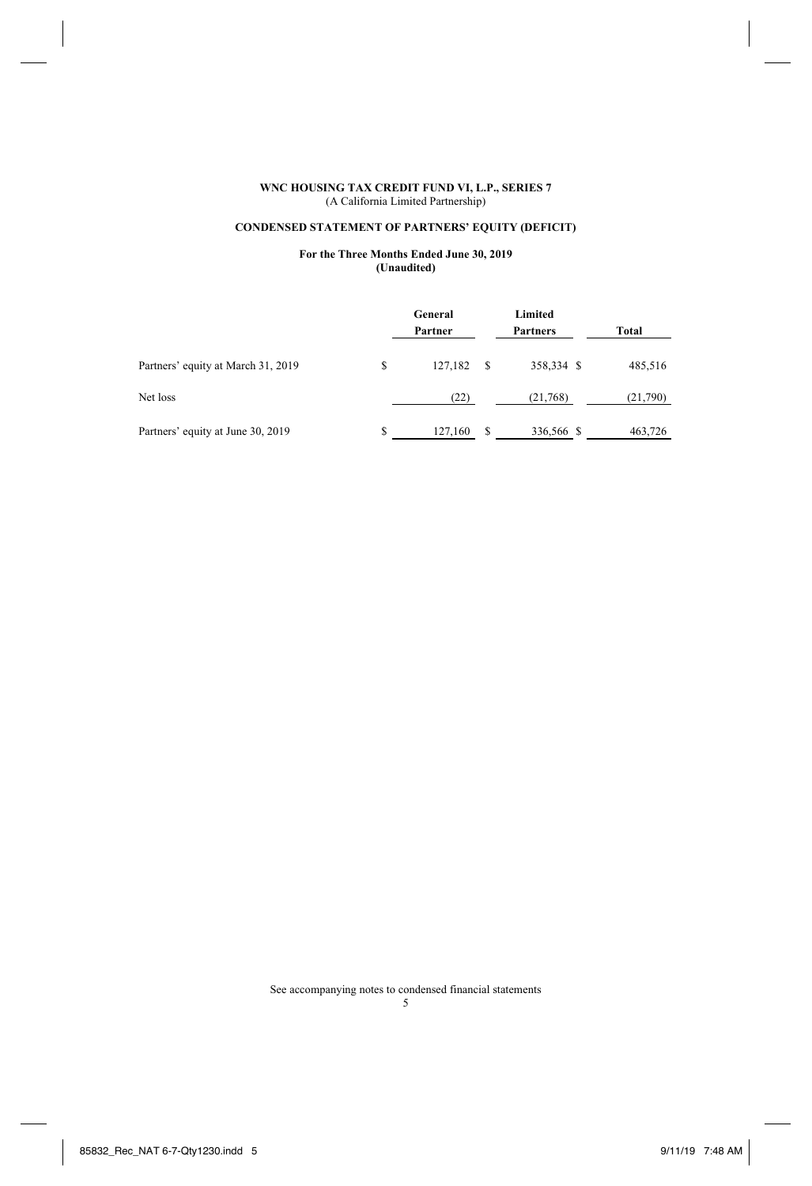**WNC HOUSING TAX CREDIT FUND VI, L.P., SERIES 7**
(A California Limited Partnership)

**CONDENSED STATEMENT OF PARTNERS' EQUITY (DEFICIT)**

**For the Three Months Ended June 30, 2019**
**(Unaudited)**

| | General Partner | Limited Partners | Total |
|---|---|---|---|
| Partners' equity at March 31, 2019 | $ 127,182 | $ 358,334 | $ 485,516 |
| Net loss | (22) | (21,768) | (21,790) |
| Partners' equity at June 30, 2019 | $ 127,160 | $ 336,566 | $ 463,726 |

See accompanying notes to condensed financial statements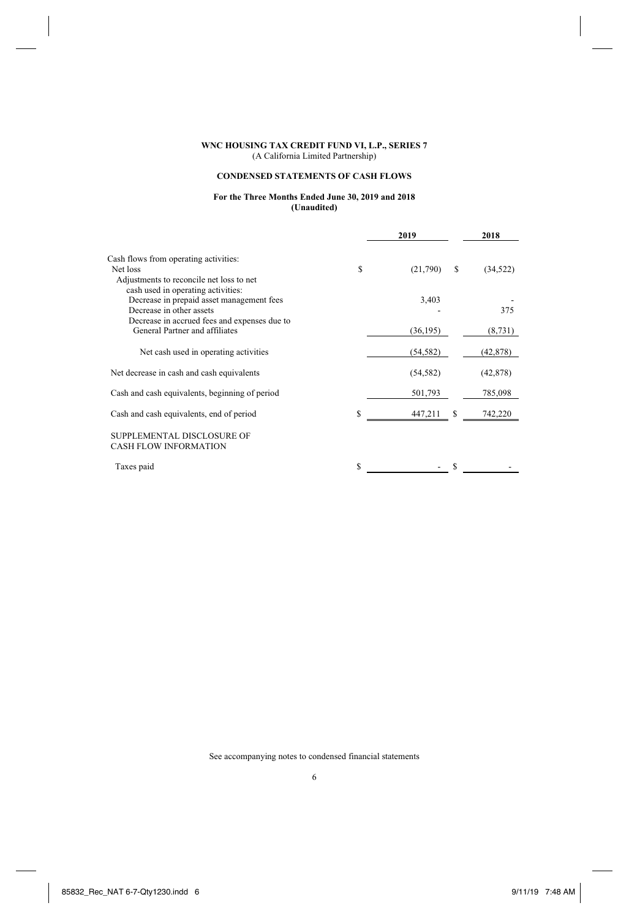**WNC HOUSING TAX CREDIT FUND VI, L.P., SERIES 7**
(A California Limited Partnership)

**CONDENSED STATEMENTS OF CASH FLOWS**

**For the Three Months Ended June 30, 2019 and 2018**
**(Unaudited)**

| | 2019 | 2018 |
|---|---|---|
| Cash flows from operating activities: | | |
| Net loss | $ (21,790) | $ (34,522) |
| Adjustments to reconcile net loss to net cash used in operating activities: | | |
| Decrease in prepaid asset management fees | 3,403 | - |
| Decrease in other assets | - | 375 |
| Decrease in accrued fees and expenses due to General Partner and affiliates | (36,195) | (8,731) |
| Net cash used in operating activities | (54,582) | (42,878) |
| Net decrease in cash and cash equivalents | (54,582) | (42,878) |
| Cash and cash equivalents, beginning of period | 501,793 | 785,098 |
| Cash and cash equivalents, end of period | $ 447,211 | $ 742,220 |
| SUPPLEMENTAL DISCLOSURE OF CASH FLOW INFORMATION | | |
| Taxes paid | $ - | $ - |

See accompanying notes to condensed financial statements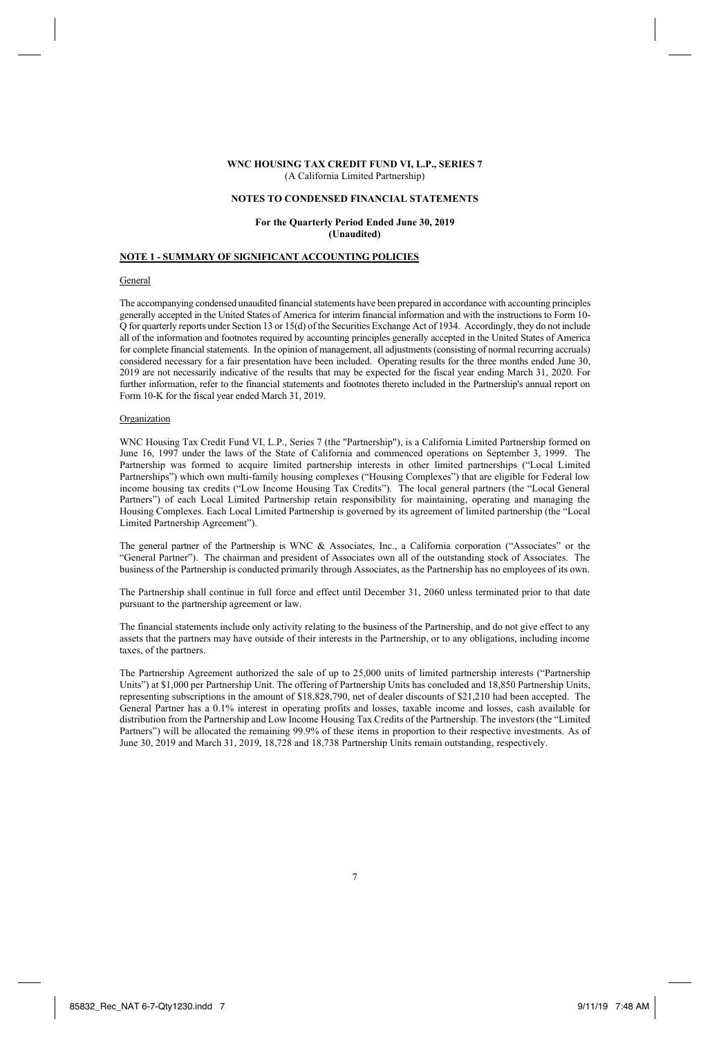**WNC HOUSING TAX CREDIT FUND VI, L.P., SERIES 7**
(A California Limited Partnership)

**NOTES TO CONDENSED FINANCIAL STATEMENTS**

**For the Quarterly Period Ended June 30, 2019**
**(Unaudited)**

## NOTE 1 - SUMMARY OF SIGNIFICANT ACCOUNTING POLICIES

### General

The accompanying condensed unaudited financial statements have been prepared in accordance with accounting principles generally accepted in the United States of America for interim financial information and with the instructions to Form 10-Q for quarterly reports under Section 13 or 15(d) of the Securities Exchange Act of 1934. Accordingly, they do not include all of the information and footnotes required by accounting principles generally accepted in the United States of America for complete financial statements. In the opinion of management, all adjustments (consisting of normal recurring accruals) considered necessary for a fair presentation have been included. Operating results for the three months ended June 30, 2019 are not necessarily indicative of the results that may be expected for the fiscal year ending March 31, 2020. For further information, refer to the financial statements and footnotes thereto included in the Partnership's annual report on Form 10-K for the fiscal year ended March 31, 2019.

### Organization

WNC Housing Tax Credit Fund VI, L.P., Series 7 (the "Partnership"), is a California Limited Partnership formed on June 16, 1997 under the laws of the State of California and commenced operations on September 3, 1999. The Partnership was formed to acquire limited partnership interests in other limited partnerships ("Local Limited Partnerships") which own multi-family housing complexes ("Housing Complexes") that are eligible for Federal low income housing tax credits ("Low Income Housing Tax Credits"). The local general partners (the "Local General Partners") of each Local Limited Partnership retain responsibility for maintaining, operating and managing the Housing Complexes. Each Local Limited Partnership is governed by its agreement of limited partnership (the "Local Limited Partnership Agreement").

The general partner of the Partnership is WNC & Associates, Inc., a California corporation ("Associates" or the "General Partner"). The chairman and president of Associates own all of the outstanding stock of Associates. The business of the Partnership is conducted primarily through Associates, as the Partnership has no employees of its own.

The Partnership shall continue in full force and effect until December 31, 2060 unless terminated prior to that date pursuant to the partnership agreement or law.

The financial statements include only activity relating to the business of the Partnership, and do not give effect to any assets that the partners may have outside of their interests in the Partnership, or to any obligations, including income taxes, of the partners.

The Partnership Agreement authorized the sale of up to 25,000 units of limited partnership interests ("Partnership Units") at $1,000 per Partnership Unit. The offering of Partnership Units has concluded and 18,850 Partnership Units, representing subscriptions in the amount of $18,828,790, net of dealer discounts of $21,210 had been accepted. The General Partner has a 0.1% interest in operating profits and losses, taxable income and losses, cash available for distribution from the Partnership and Low Income Housing Tax Credits of the Partnership. The investors (the "Limited Partners") will be allocated the remaining 99.9% of these items in proportion to their respective investments. As of June 30, 2019 and March 31, 2019, 18,728 and 18,738 Partnership Units remain outstanding, respectively.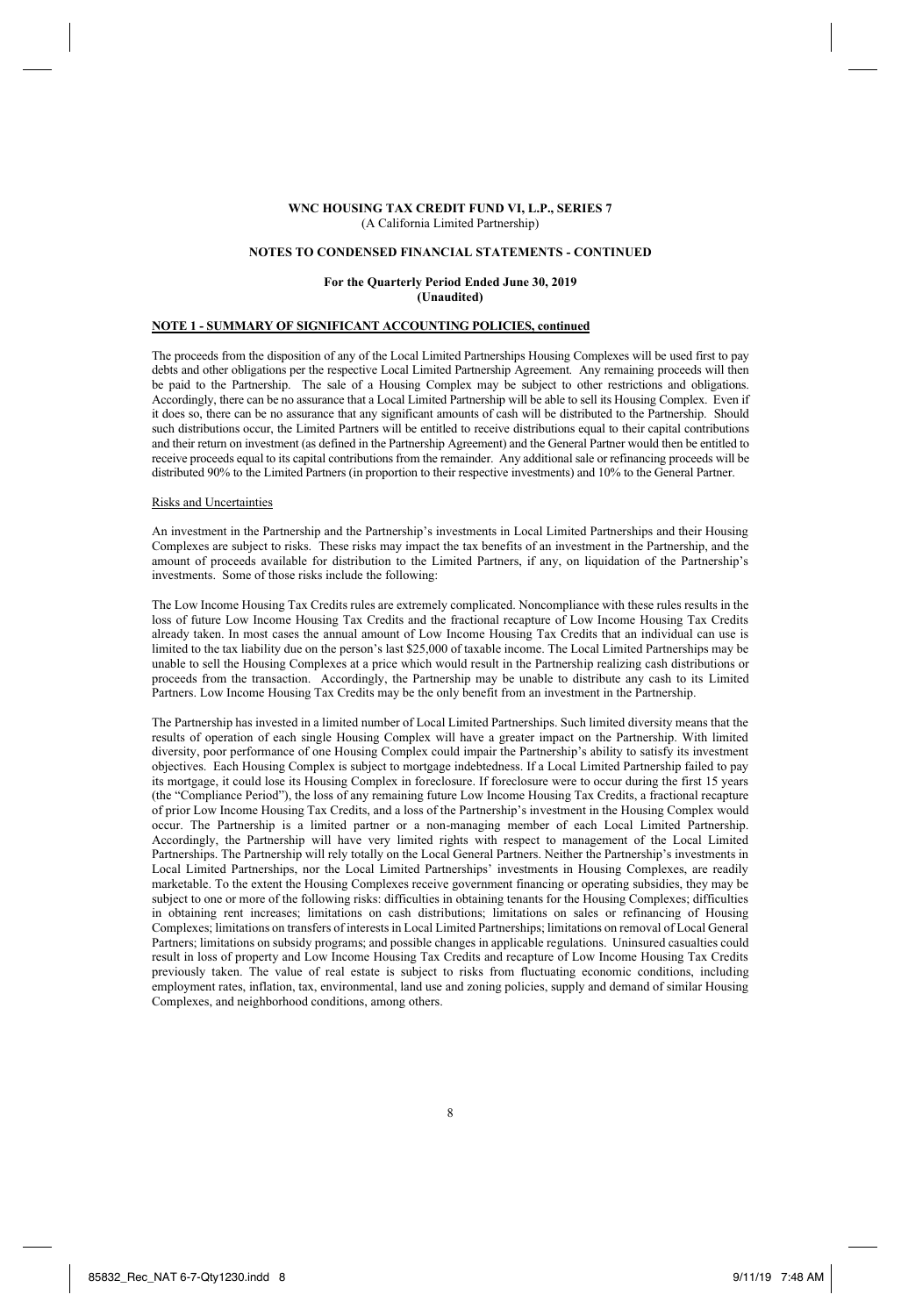**WNC HOUSING TAX CREDIT FUND VI, L.P., SERIES 7**
(A California Limited Partnership)

**NOTES TO CONDENSED FINANCIAL STATEMENTS - CONTINUED**

**For the Quarterly Period Ended June 30, 2019**
**(Unaudited)**

**NOTE 1 - SUMMARY OF SIGNIFICANT ACCOUNTING POLICIES, continued**

The proceeds from the disposition of any of the Local Limited Partnerships Housing Complexes will be used first to pay debts and other obligations per the respective Local Limited Partnership Agreement. Any remaining proceeds will then be paid to the Partnership. The sale of a Housing Complex may be subject to other restrictions and obligations. Accordingly, there can be no assurance that a Local Limited Partnership will be able to sell its Housing Complex. Even if it does so, there can be no assurance that any significant amounts of cash will be distributed to the Partnership. Should such distributions occur, the Limited Partners will be entitled to receive distributions equal to their capital contributions and their return on investment (as defined in the Partnership Agreement) and the General Partner would then be entitled to receive proceeds equal to its capital contributions from the remainder. Any additional sale or refinancing proceeds will be distributed 90% to the Limited Partners (in proportion to their respective investments) and 10% to the General Partner.

Risks and Uncertainties

An investment in the Partnership and the Partnership's investments in Local Limited Partnerships and their Housing Complexes are subject to risks. These risks may impact the tax benefits of an investment in the Partnership, and the amount of proceeds available for distribution to the Limited Partners, if any, on liquidation of the Partnership's investments. Some of those risks include the following:

The Low Income Housing Tax Credits rules are extremely complicated. Noncompliance with these rules results in the loss of future Low Income Housing Tax Credits and the fractional recapture of Low Income Housing Tax Credits already taken. In most cases the annual amount of Low Income Housing Tax Credits that an individual can use is limited to the tax liability due on the person's last $25,000 of taxable income. The Local Limited Partnerships may be unable to sell the Housing Complexes at a price which would result in the Partnership realizing cash distributions or proceeds from the transaction. Accordingly, the Partnership may be unable to distribute any cash to its Limited Partners. Low Income Housing Tax Credits may be the only benefit from an investment in the Partnership.

The Partnership has invested in a limited number of Local Limited Partnerships. Such limited diversity means that the results of operation of each single Housing Complex will have a greater impact on the Partnership. With limited diversity, poor performance of one Housing Complex could impair the Partnership's ability to satisfy its investment objectives. Each Housing Complex is subject to mortgage indebtedness. If a Local Limited Partnership failed to pay its mortgage, it could lose its Housing Complex in foreclosure. If foreclosure were to occur during the first 15 years (the "Compliance Period"), the loss of any remaining future Low Income Housing Tax Credits, a fractional recapture of prior Low Income Housing Tax Credits, and a loss of the Partnership's investment in the Housing Complex would occur. The Partnership is a limited partner or a non-managing member of each Local Limited Partnership. Accordingly, the Partnership will have very limited rights with respect to management of the Local Limited Partnerships. The Partnership will rely totally on the Local General Partners. Neither the Partnership's investments in Local Limited Partnerships, nor the Local Limited Partnerships' investments in Housing Complexes, are readily marketable. To the extent the Housing Complexes receive government financing or operating subsidies, they may be subject to one or more of the following risks: difficulties in obtaining tenants for the Housing Complexes; difficulties in obtaining rent increases; limitations on cash distributions; limitations on sales or refinancing of Housing Complexes; limitations on transfers of interests in Local Limited Partnerships; limitations on removal of Local General Partners; limitations on subsidy programs; and possible changes in applicable regulations. Uninsured casualties could result in loss of property and Low Income Housing Tax Credits and recapture of Low Income Housing Tax Credits previously taken. The value of real estate is subject to risks from fluctuating economic conditions, including employment rates, inflation, tax, environmental, land use and zoning policies, supply and demand of similar Housing Complexes, and neighborhood conditions, among others.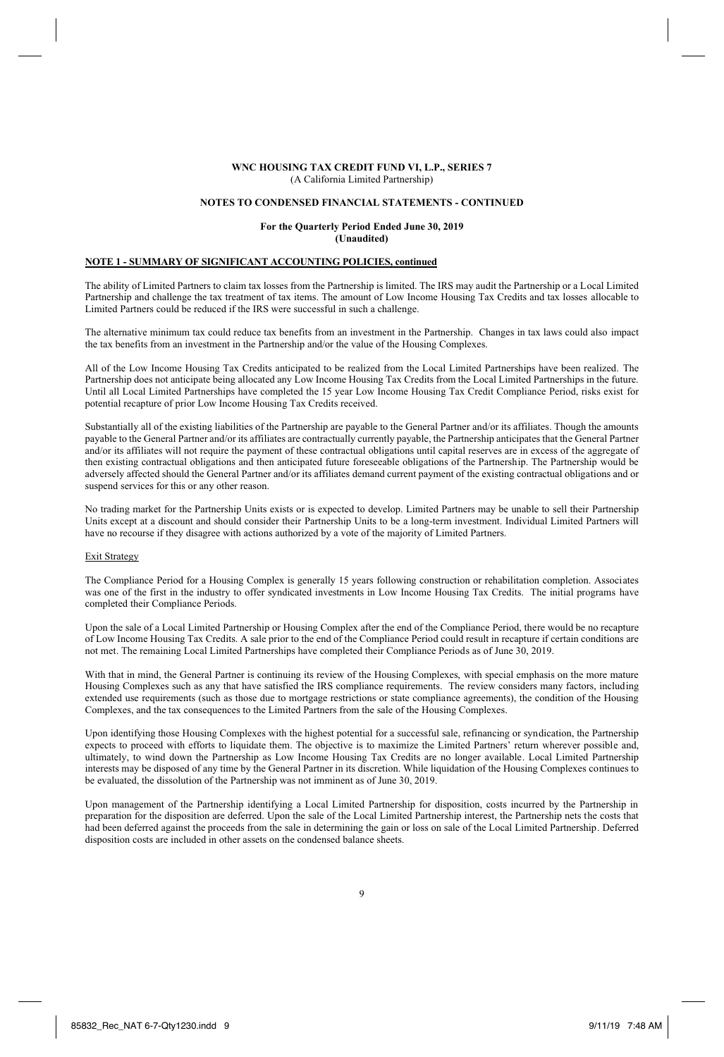**WNC HOUSING TAX CREDIT FUND VI, L.P., SERIES 7**
(A California Limited Partnership)

**NOTES TO CONDENSED FINANCIAL STATEMENTS - CONTINUED**

**For the Quarterly Period Ended June 30, 2019**
**(Unaudited)**

**NOTE 1 - SUMMARY OF SIGNIFICANT ACCOUNTING POLICIES, continued**

The ability of Limited Partners to claim tax losses from the Partnership is limited. The IRS may audit the Partnership or a Local Limited Partnership and challenge the tax treatment of tax items. The amount of Low Income Housing Tax Credits and tax losses allocable to Limited Partners could be reduced if the IRS were successful in such a challenge.

The alternative minimum tax could reduce tax benefits from an investment in the Partnership. Changes in tax laws could also impact the tax benefits from an investment in the Partnership and/or the value of the Housing Complexes.

All of the Low Income Housing Tax Credits anticipated to be realized from the Local Limited Partnerships have been realized. The Partnership does not anticipate being allocated any Low Income Housing Tax Credits from the Local Limited Partnerships in the future. Until all Local Limited Partnerships have completed the 15 year Low Income Housing Tax Credit Compliance Period, risks exist for potential recapture of prior Low Income Housing Tax Credits received.

Substantially all of the existing liabilities of the Partnership are payable to the General Partner and/or its affiliates. Though the amounts payable to the General Partner and/or its affiliates are contractually currently payable, the Partnership anticipates that the General Partner and/or its affiliates will not require the payment of these contractual obligations until capital reserves are in excess of the aggregate of then existing contractual obligations and then anticipated future foreseeable obligations of the Partnership. The Partnership would be adversely affected should the General Partner and/or its affiliates demand current payment of the existing contractual obligations and or suspend services for this or any other reason.

No trading market for the Partnership Units exists or is expected to develop. Limited Partners may be unable to sell their Partnership Units except at a discount and should consider their Partnership Units to be a long-term investment. Individual Limited Partners will have no recourse if they disagree with actions authorized by a vote of the majority of Limited Partners.

Exit Strategy

The Compliance Period for a Housing Complex is generally 15 years following construction or rehabilitation completion. Associates was one of the first in the industry to offer syndicated investments in Low Income Housing Tax Credits. The initial programs have completed their Compliance Periods.

Upon the sale of a Local Limited Partnership or Housing Complex after the end of the Compliance Period, there would be no recapture of Low Income Housing Tax Credits. A sale prior to the end of the Compliance Period could result in recapture if certain conditions are not met. The remaining Local Limited Partnerships have completed their Compliance Periods as of June 30, 2019.

With that in mind, the General Partner is continuing its review of the Housing Complexes, with special emphasis on the more mature Housing Complexes such as any that have satisfied the IRS compliance requirements. The review considers many factors, including extended use requirements (such as those due to mortgage restrictions or state compliance agreements), the condition of the Housing Complexes, and the tax consequences to the Limited Partners from the sale of the Housing Complexes.

Upon identifying those Housing Complexes with the highest potential for a successful sale, refinancing or syndication, the Partnership expects to proceed with efforts to liquidate them. The objective is to maximize the Limited Partners' return wherever possible and, ultimately, to wind down the Partnership as Low Income Housing Tax Credits are no longer available. Local Limited Partnership interests may be disposed of any time by the General Partner in its discretion. While liquidation of the Housing Complexes continues to be evaluated, the dissolution of the Partnership was not imminent as of June 30, 2019.

Upon management of the Partnership identifying a Local Limited Partnership for disposition, costs incurred by the Partnership in preparation for the disposition are deferred. Upon the sale of the Local Limited Partnership interest, the Partnership nets the costs that had been deferred against the proceeds from the sale in determining the gain or loss on sale of the Local Limited Partnership. Deferred disposition costs are included in other assets on the condensed balance sheets.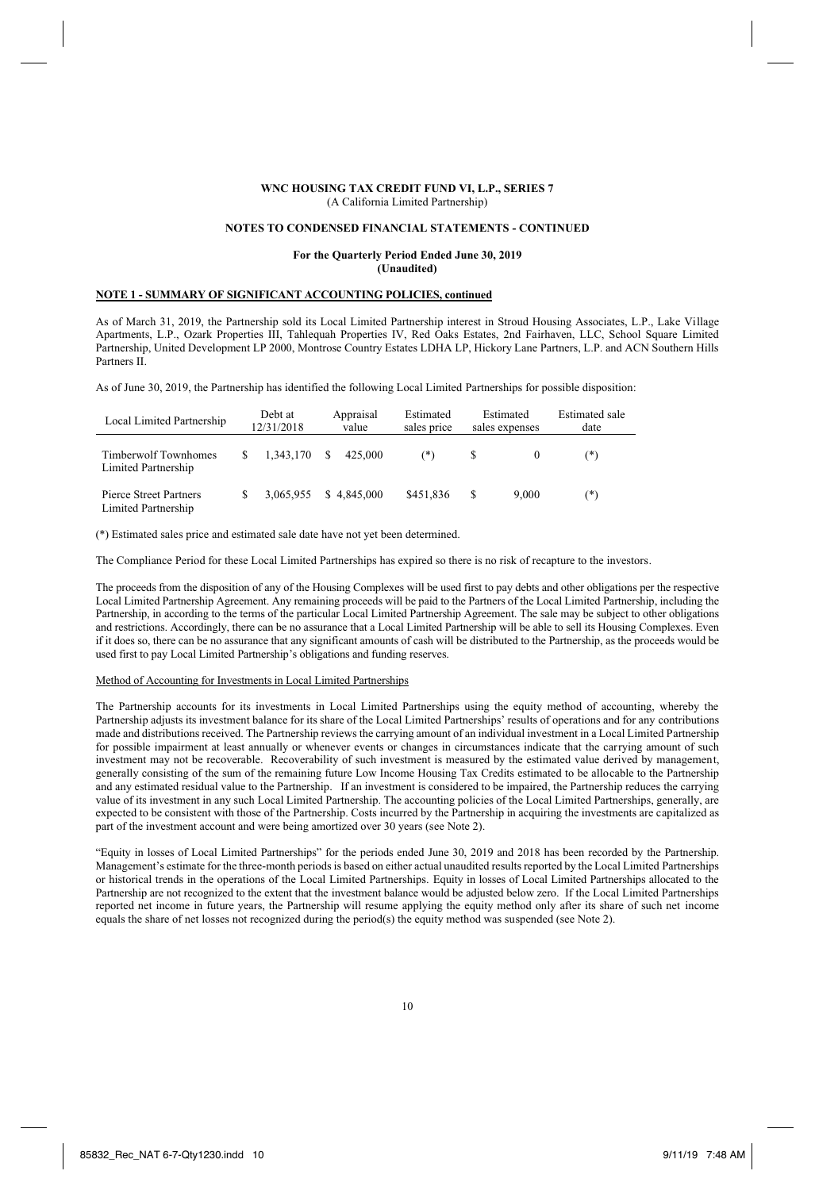**WNC HOUSING TAX CREDIT FUND VI, L.P., SERIES 7**
(A California Limited Partnership)

**NOTES TO CONDENSED FINANCIAL STATEMENTS - CONTINUED**

**For the Quarterly Period Ended June 30, 2019**
**(Unaudited)**

**NOTE 1 - SUMMARY OF SIGNIFICANT ACCOUNTING POLICIES, continued**

As of March 31, 2019, the Partnership sold its Local Limited Partnership interest in Stroud Housing Associates, L.P., Lake Village Apartments, L.P., Ozark Properties III, Tahlequah Properties IV, Red Oaks Estates, 2nd Fairhaven, LLC, School Square Limited Partnership, United Development LP 2000, Montrose Country Estates LDHA LP, Hickory Lane Partners, L.P. and ACN Southern Hills Partners II.

As of June 30, 2019, the Partnership has identified the following Local Limited Partnerships for possible disposition:

| Local Limited Partnership | Debt at 12/31/2018 | Appraisal value | Estimated sales price | Estimated sales expenses | Estimated sale date |
|---|---|---|---|---|---|
| Timberwolf Townhomes Limited Partnership | $ 1,343,170 | $ 425,000 | (*) | $ 0 | (*) |
| Pierce Street Partners Limited Partnership | $ 3,065,955 | $ 4,845,000 | $451,836 | $ 9,000 | (*) |

(*) Estimated sales price and estimated sale date have not yet been determined.

The Compliance Period for these Local Limited Partnerships has expired so there is no risk of recapture to the investors.

The proceeds from the disposition of any of the Housing Complexes will be used first to pay debts and other obligations per the respective Local Limited Partnership Agreement. Any remaining proceeds will be paid to the Partners of the Local Limited Partnership, including the Partnership, in according to the terms of the particular Local Limited Partnership Agreement. The sale may be subject to other obligations and restrictions. Accordingly, there can be no assurance that a Local Limited Partnership will be able to sell its Housing Complexes. Even if it does so, there can be no assurance that any significant amounts of cash will be distributed to the Partnership, as the proceeds would be used first to pay Local Limited Partnership's obligations and funding reserves.

Method of Accounting for Investments in Local Limited Partnerships

The Partnership accounts for its investments in Local Limited Partnerships using the equity method of accounting, whereby the Partnership adjusts its investment balance for its share of the Local Limited Partnerships' results of operations and for any contributions made and distributions received. The Partnership reviews the carrying amount of an individual investment in a Local Limited Partnership for possible impairment at least annually or whenever events or changes in circumstances indicate that the carrying amount of such investment may not be recoverable. Recoverability of such investment is measured by the estimated value derived by management, generally consisting of the sum of the remaining future Low Income Housing Tax Credits estimated to be allocable to the Partnership and any estimated residual value to the Partnership. If an investment is considered to be impaired, the Partnership reduces the carrying value of its investment in any such Local Limited Partnership. The accounting policies of the Local Limited Partnerships, generally, are expected to be consistent with those of the Partnership. Costs incurred by the Partnership in acquiring the investments are capitalized as part of the investment account and were being amortized over 30 years (see Note 2).

"Equity in losses of Local Limited Partnerships" for the periods ended June 30, 2019 and 2018 has been recorded by the Partnership. Management's estimate for the three-month periods is based on either actual unaudited results reported by the Local Limited Partnerships or historical trends in the operations of the Local Limited Partnerships. Equity in losses of Local Limited Partnerships allocated to the Partnership are not recognized to the extent that the investment balance would be adjusted below zero. If the Local Limited Partnerships reported net income in future years, the Partnership will resume applying the equity method only after its share of such net income equals the share of net losses not recognized during the period(s) the equity method was suspended (see Note 2).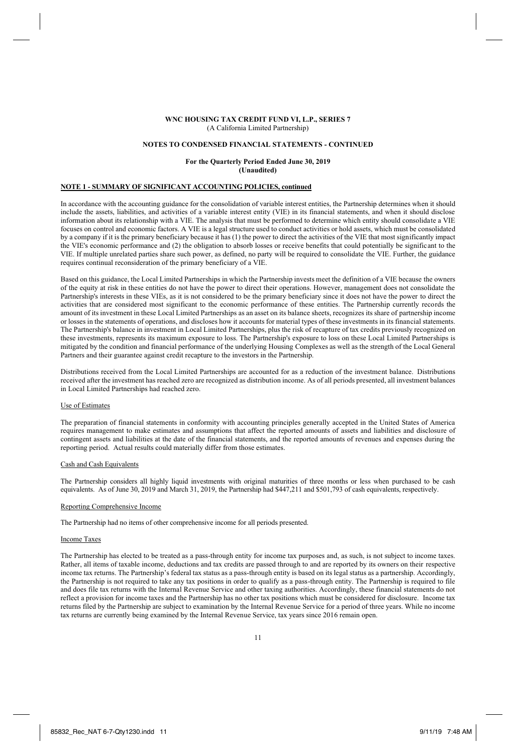**WNC HOUSING TAX CREDIT FUND VI, L.P., SERIES 7**
(A California Limited Partnership)

**NOTES TO CONDENSED FINANCIAL STATEMENTS - CONTINUED**

**For the Quarterly Period Ended June 30, 2019**
**(Unaudited)**

**NOTE 1 - SUMMARY OF SIGNIFICANT ACCOUNTING POLICIES, continued**

In accordance with the accounting guidance for the consolidation of variable interest entities, the Partnership determines when it should include the assets, liabilities, and activities of a variable interest entity (VIE) in its financial statements, and when it should disclose information about its relationship with a VIE. The analysis that must be performed to determine which entity should consolidate a VIE focuses on control and economic factors. A VIE is a legal structure used to conduct activities or hold assets, which must be consolidated by a company if it is the primary beneficiary because it has (1) the power to direct the activities of the VIE that most significantly impact the VIE's economic performance and (2) the obligation to absorb losses or receive benefits that could potentially be significant to the VIE. If multiple unrelated parties share such power, as defined, no party will be required to consolidate the VIE. Further, the guidance requires continual reconsideration of the primary beneficiary of a VIE.

Based on this guidance, the Local Limited Partnerships in which the Partnership invests meet the definition of a VIE because the owners of the equity at risk in these entities do not have the power to direct their operations. However, management does not consolidate the Partnership's interests in these VIEs, as it is not considered to be the primary beneficiary since it does not have the power to direct the activities that are considered most significant to the economic performance of these entities. The Partnership currently records the amount of its investment in these Local Limited Partnerships as an asset on its balance sheets, recognizes its share of partnership income or losses in the statements of operations, and discloses how it accounts for material types of these investments in its financial statements. The Partnership's balance in investment in Local Limited Partnerships, plus the risk of recapture of tax credits previously recognized on these investments, represents its maximum exposure to loss. The Partnership's exposure to loss on these Local Limited Partnerships is mitigated by the condition and financial performance of the underlying Housing Complexes as well as the strength of the Local General Partners and their guarantee against credit recapture to the investors in the Partnership.

Distributions received from the Local Limited Partnerships are accounted for as a reduction of the investment balance. Distributions received after the investment has reached zero are recognized as distribution income. As of all periods presented, all investment balances in Local Limited Partnerships had reached zero.

Use of Estimates

The preparation of financial statements in conformity with accounting principles generally accepted in the United States of America requires management to make estimates and assumptions that affect the reported amounts of assets and liabilities and disclosure of contingent assets and liabilities at the date of the financial statements, and the reported amounts of revenues and expenses during the reporting period. Actual results could materially differ from those estimates.

Cash and Cash Equivalents

The Partnership considers all highly liquid investments with original maturities of three months or less when purchased to be cash equivalents. As of June 30, 2019 and March 31, 2019, the Partnership had $447,211 and $501,793 of cash equivalents, respectively.

Reporting Comprehensive Income

The Partnership had no items of other comprehensive income for all periods presented.

Income Taxes

The Partnership has elected to be treated as a pass-through entity for income tax purposes and, as such, is not subject to income taxes. Rather, all items of taxable income, deductions and tax credits are passed through to and are reported by its owners on their respective income tax returns. The Partnership's federal tax status as a pass-through entity is based on its legal status as a partnership. Accordingly, the Partnership is not required to take any tax positions in order to qualify as a pass-through entity. The Partnership is required to file and does file tax returns with the Internal Revenue Service and other taxing authorities. Accordingly, these financial statements do not reflect a provision for income taxes and the Partnership has no other tax positions which must be considered for disclosure. Income tax returns filed by the Partnership are subject to examination by the Internal Revenue Service for a period of three years. While no income tax returns are currently being examined by the Internal Revenue Service, tax years since 2016 remain open.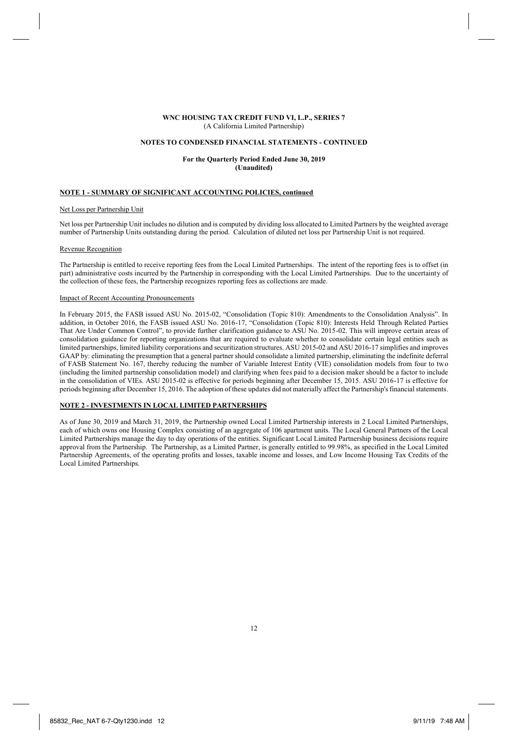**WNC HOUSING TAX CREDIT FUND VI, L.P., SERIES 7**
(A California Limited Partnership)

**NOTES TO CONDENSED FINANCIAL STATEMENTS - CONTINUED**

**For the Quarterly Period Ended June 30, 2019**
**(Unaudited)**

## NOTE 1 - SUMMARY OF SIGNIFICANT ACCOUNTING POLICIES, continued

### Net Loss per Partnership Unit

Net loss per Partnership Unit includes no dilution and is computed by dividing loss allocated to Limited Partners by the weighted average number of Partnership Units outstanding during the period. Calculation of diluted net loss per Partnership Unit is not required.

### Revenue Recognition

The Partnership is entitled to receive reporting fees from the Local Limited Partnerships. The intent of the reporting fees is to offset (in part) administrative costs incurred by the Partnership in corresponding with the Local Limited Partnerships. Due to the uncertainty of the collection of these fees, the Partnership recognizes reporting fees as collections are made.

### Impact of Recent Accounting Pronouncements

In February 2015, the FASB issued ASU No. 2015-02, "Consolidation (Topic 810): Amendments to the Consolidation Analysis". In addition, in October 2016, the FASB issued ASU No. 2016-17, "Consolidation (Topic 810): Interests Held Through Related Parties That Are Under Common Control", to provide further clarification guidance to ASU No. 2015-02. This will improve certain areas of consolidation guidance for reporting organizations that are required to evaluate whether to consolidate certain legal entities such as limited partnerships, limited liability corporations and securitization structures. ASU 2015-02 and ASU 2016-17 simplifies and improves GAAP by: eliminating the presumption that a general partner should consolidate a limited partnership, eliminating the indefinite deferral of FASB Statement No. 167, thereby reducing the number of Variable Interest Entity (VIE) consolidation models from four to two (including the limited partnership consolidation model) and clarifying when fees paid to a decision maker should be a factor to include in the consolidation of VIEs. ASU 2015-02 is effective for periods beginning after December 15, 2015. ASU 2016-17 is effective for periods beginning after December 15, 2016. The adoption of these updates did not materially affect the Partnership's financial statements.

## NOTE 2 - INVESTMENTS IN LOCAL LIMITED PARTNERSHIPS

As of June 30, 2019 and March 31, 2019, the Partnership owned Local Limited Partnership interests in 2 Local Limited Partnerships, each of which owns one Housing Complex consisting of an aggregate of 106 apartment units. The Local General Partners of the Local Limited Partnerships manage the day to day operations of the entities. Significant Local Limited Partnership business decisions require approval from the Partnership. The Partnership, as a Limited Partner, is generally entitled to 99.98%, as specified in the Local Limited Partnership Agreements, of the operating profits and losses, taxable income and losses, and Low Income Housing Tax Credits of the Local Limited Partnerships.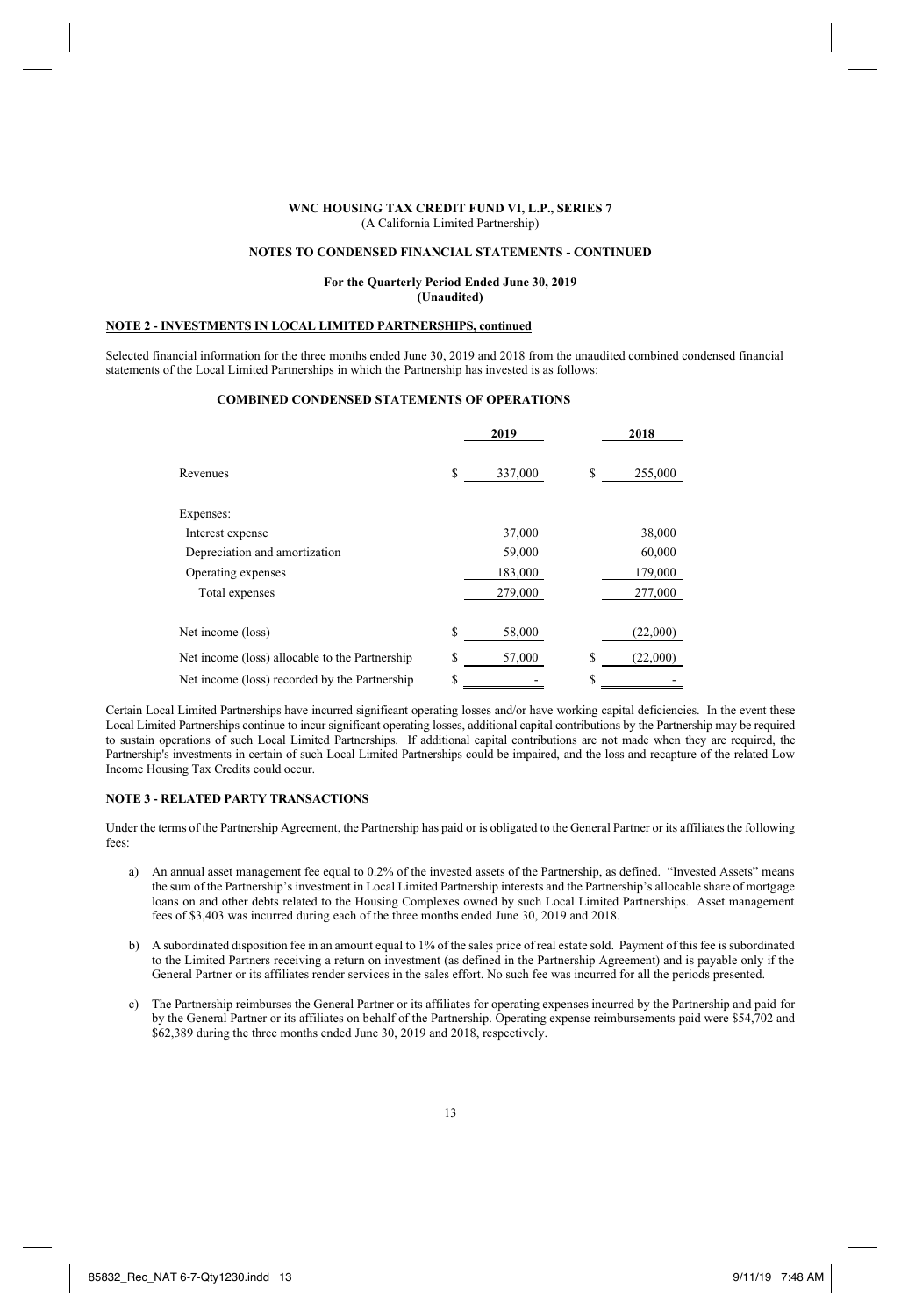**WNC HOUSING TAX CREDIT FUND VI, L.P., SERIES 7**
(A California Limited Partnership)

**NOTES TO CONDENSED FINANCIAL STATEMENTS - CONTINUED**

**For the Quarterly Period Ended June 30, 2019**
**(Unaudited)**

**NOTE 2 - INVESTMENTS IN LOCAL LIMITED PARTNERSHIPS, continued**

Selected financial information for the three months ended June 30, 2019 and 2018 from the unaudited combined condensed financial statements of the Local Limited Partnerships in which the Partnership has invested is as follows:

**COMBINED CONDENSED STATEMENTS OF OPERATIONS**

| | 2019 | 2018 |
|---|---|---|
| Revenues | $ 337,000 | $ 255,000 |
| Expenses: | | |
| Interest expense | 37,000 | 38,000 |
| Depreciation and amortization | 59,000 | 60,000 |
| Operating expenses | 183,000 | 179,000 |
| Total expenses | 279,000 | 277,000 |
| Net income (loss) | $ 58,000 | (22,000) |
| Net income (loss) allocable to the Partnership | $ 57,000 | $ (22,000) |
| Net income (loss) recorded by the Partnership | $ - | $ - |

Certain Local Limited Partnerships have incurred significant operating losses and/or have working capital deficiencies. In the event these Local Limited Partnerships continue to incur significant operating losses, additional capital contributions by the Partnership may be required to sustain operations of such Local Limited Partnerships. If additional capital contributions are not made when they are required, the Partnership's investments in certain of such Local Limited Partnerships could be impaired, and the loss and recapture of the related Low Income Housing Tax Credits could occur.

**NOTE 3 - RELATED PARTY TRANSACTIONS**

Under the terms of the Partnership Agreement, the Partnership has paid or is obligated to the General Partner or its affiliates the following fees:

a) An annual asset management fee equal to 0.2% of the invested assets of the Partnership, as defined. "Invested Assets" means the sum of the Partnership's investment in Local Limited Partnership interests and the Partnership's allocable share of mortgage loans on and other debts related to the Housing Complexes owned by such Local Limited Partnerships. Asset management fees of $3,403 was incurred during each of the three months ended June 30, 2019 and 2018.

b) A subordinated disposition fee in an amount equal to 1% of the sales price of real estate sold. Payment of this fee is subordinated to the Limited Partners receiving a return on investment (as defined in the Partnership Agreement) and is payable only if the General Partner or its affiliates render services in the sales effort. No such fee was incurred for all the periods presented.

c) The Partnership reimburses the General Partner or its affiliates for operating expenses incurred by the Partnership and paid for by the General Partner or its affiliates on behalf of the Partnership. Operating expense reimbursements paid were $54,702 and $62,389 during the three months ended June 30, 2019 and 2018, respectively.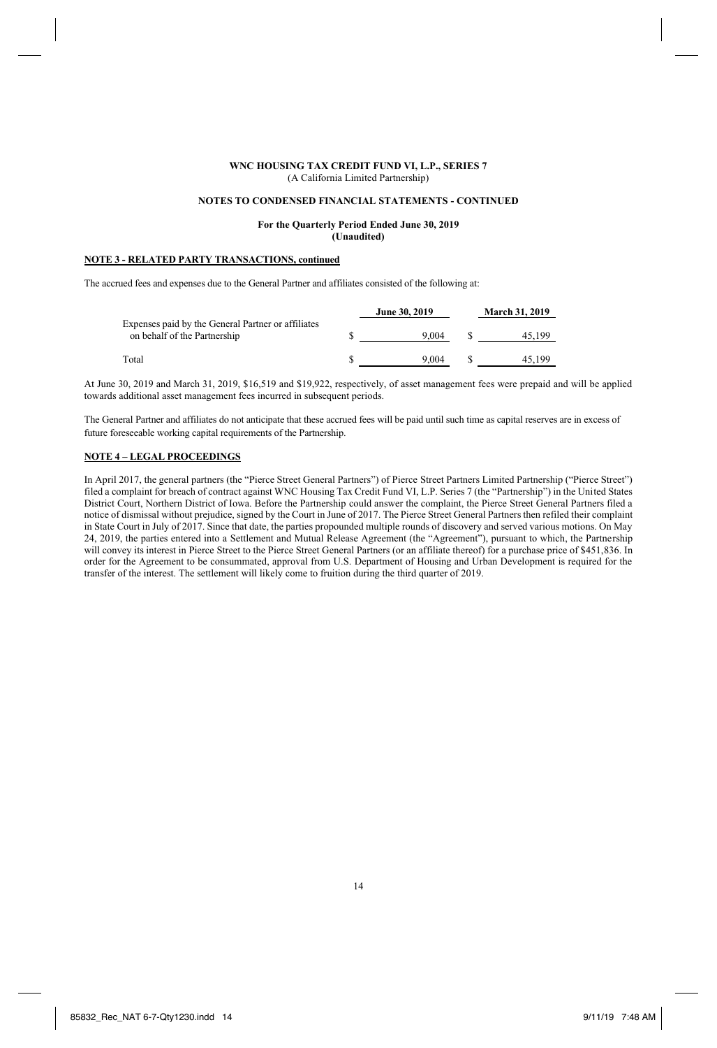**WNC HOUSING TAX CREDIT FUND VI, L.P., SERIES 7**
(A California Limited Partnership)

**NOTES TO CONDENSED FINANCIAL STATEMENTS - CONTINUED**

**For the Quarterly Period Ended June 30, 2019**
**(Unaudited)**

**NOTE 3 - RELATED PARTY TRANSACTIONS, continued**

The accrued fees and expenses due to the General Partner and affiliates consisted of the following at:

| | June 30, 2019 | March 31, 2019 |
|---|---|---|
| Expenses paid by the General Partner or affiliates on behalf of the Partnership | $ 9,004 | $ 45,199 |
| Total | $ 9,004 | $ 45,199 |

At June 30, 2019 and March 31, 2019, $16,519 and $19,922, respectively, of asset management fees were prepaid and will be applied towards additional asset management fees incurred in subsequent periods.

The General Partner and affiliates do not anticipate that these accrued fees will be paid until such time as capital reserves are in excess of future foreseeable working capital requirements of the Partnership.

**NOTE 4 – LEGAL PROCEEDINGS**

In April 2017, the general partners (the "Pierce Street General Partners") of Pierce Street Partners Limited Partnership ("Pierce Street") filed a complaint for breach of contract against WNC Housing Tax Credit Fund VI, L.P. Series 7 (the "Partnership") in the United States District Court, Northern District of Iowa. Before the Partnership could answer the complaint, the Pierce Street General Partners filed a notice of dismissal without prejudice, signed by the Court in June of 2017. The Pierce Street General Partners then refiled their complaint in State Court in July of 2017. Since that date, the parties propounded multiple rounds of discovery and served various motions. On May 24, 2019, the parties entered into a Settlement and Mutual Release Agreement (the "Agreement"), pursuant to which, the Partnership will convey its interest in Pierce Street to the Pierce Street General Partners (or an affiliate thereof) for a purchase price of $451,836. In order for the Agreement to be consummated, approval from U.S. Department of Housing and Urban Development is required for the transfer of the interest. The settlement will likely come to fruition during the third quarter of 2019.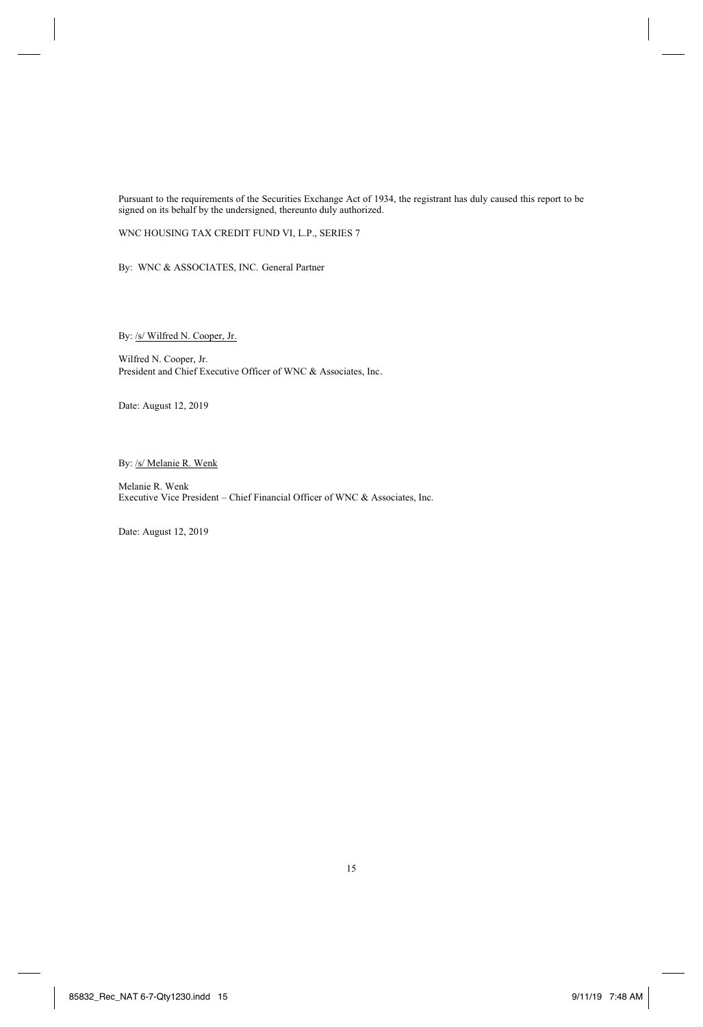Pursuant to the requirements of the Securities Exchange Act of 1934, the registrant has duly caused this report to be signed on its behalf by the undersigned, thereunto duly authorized.

WNC HOUSING TAX CREDIT FUND VI, L.P., SERIES 7

By: WNC & ASSOCIATES, INC. General Partner

By: /s/ Wilfred N. Cooper, Jr.

Wilfred N. Cooper, Jr.
President and Chief Executive Officer of WNC & Associates, Inc.

Date: August 12, 2019

By: /s/ Melanie R. Wenk

Melanie R. Wenk
Executive Vice President – Chief Financial Officer of WNC & Associates, Inc.

Date: August 12, 2019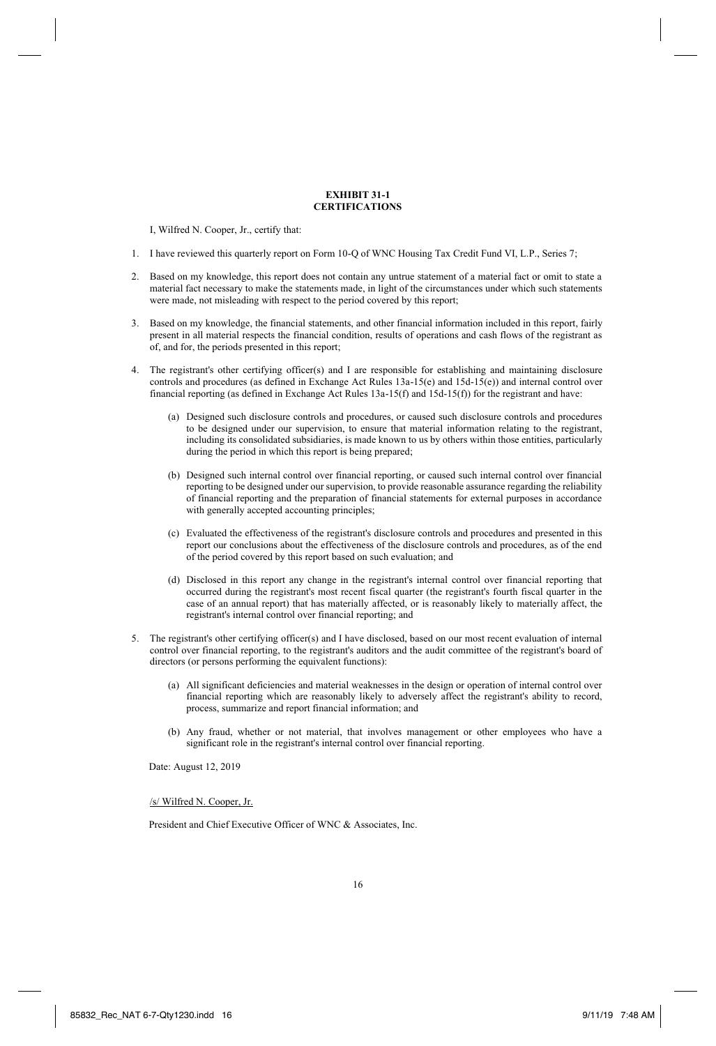# EXHIBIT 31-1
# CERTIFICATIONS

I, Wilfred N. Cooper, Jr., certify that:

1. I have reviewed this quarterly report on Form 10-Q of WNC Housing Tax Credit Fund VI, L.P., Series 7;

2. Based on my knowledge, this report does not contain any untrue statement of a material fact or omit to state a material fact necessary to make the statements made, in light of the circumstances under which such statements were made, not misleading with respect to the period covered by this report;

3. Based on my knowledge, the financial statements, and other financial information included in this report, fairly present in all material respects the financial condition, results of operations and cash flows of the registrant as of, and for, the periods presented in this report;

4. The registrant's other certifying officer(s) and I are responsible for establishing and maintaining disclosure controls and procedures (as defined in Exchange Act Rules 13a-15(e) and 15d-15(e)) and internal control over financial reporting (as defined in Exchange Act Rules 13a-15(f) and 15d-15(f)) for the registrant and have:

   (a) Designed such disclosure controls and procedures, or caused such disclosure controls and procedures to be designed under our supervision, to ensure that material information relating to the registrant, including its consolidated subsidiaries, is made known to us by others within those entities, particularly during the period in which this report is being prepared;

   (b) Designed such internal control over financial reporting, or caused such internal control over financial reporting to be designed under our supervision, to provide reasonable assurance regarding the reliability of financial reporting and the preparation of financial statements for external purposes in accordance with generally accepted accounting principles;

   (c) Evaluated the effectiveness of the registrant's disclosure controls and procedures and presented in this report our conclusions about the effectiveness of the disclosure controls and procedures, as of the end of the period covered by this report based on such evaluation; and

   (d) Disclosed in this report any change in the registrant's internal control over financial reporting that occurred during the registrant's most recent fiscal quarter (the registrant's fourth fiscal quarter in the case of an annual report) that has materially affected, or is reasonably likely to materially affect, the registrant's internal control over financial reporting; and

5. The registrant's other certifying officer(s) and I have disclosed, based on our most recent evaluation of internal control over financial reporting, to the registrant's auditors and the audit committee of the registrant's board of directors (or persons performing the equivalent functions):

   (a) All significant deficiencies and material weaknesses in the design or operation of internal control over financial reporting which are reasonably likely to adversely affect the registrant's ability to record, process, summarize and report financial information; and

   (b) Any fraud, whether or not material, that involves management or other employees who have a significant role in the registrant's internal control over financial reporting.

Date: August 12, 2019

/s/ Wilfred N. Cooper, Jr.

President and Chief Executive Officer of WNC & Associates, Inc.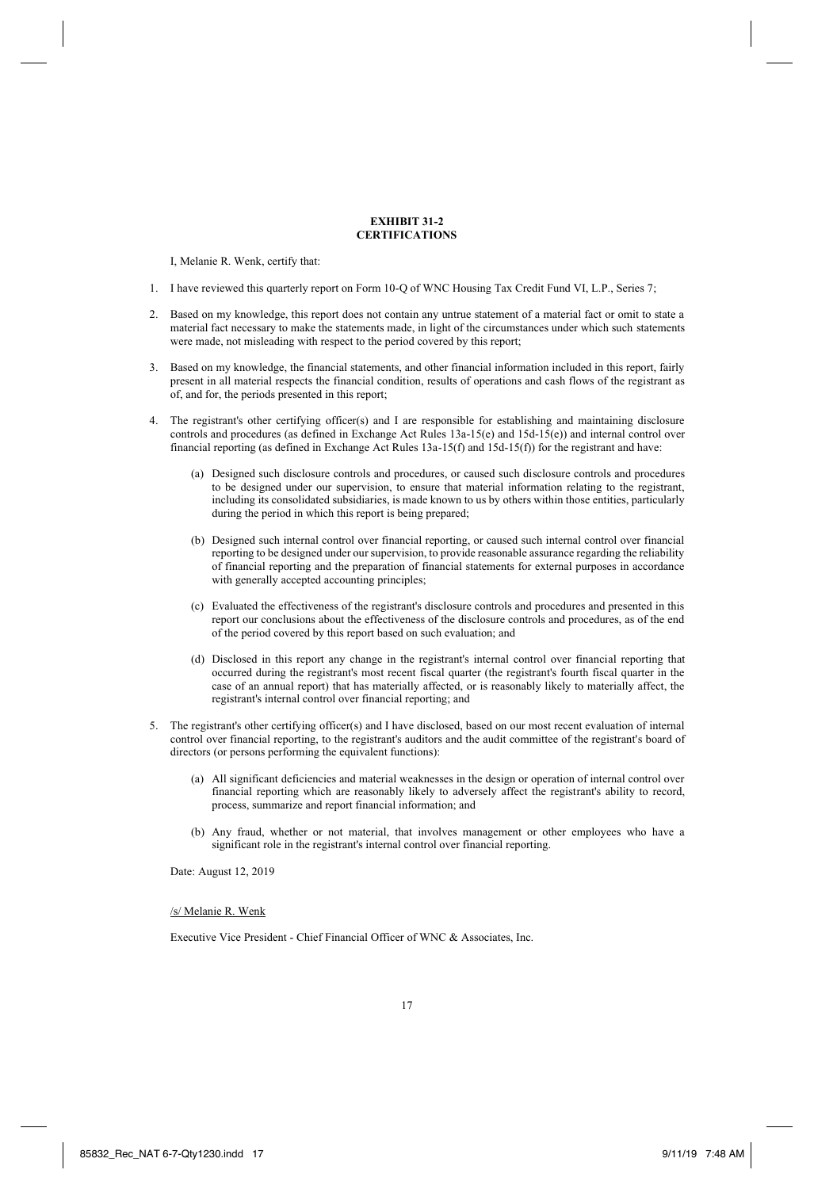**EXHIBIT 31-2**
**CERTIFICATIONS**

I, Melanie R. Wenk, certify that:

1. I have reviewed this quarterly report on Form 10-Q of WNC Housing Tax Credit Fund VI, L.P., Series 7;

2. Based on my knowledge, this report does not contain any untrue statement of a material fact or omit to state a material fact necessary to make the statements made, in light of the circumstances under which such statements were made, not misleading with respect to the period covered by this report;

3. Based on my knowledge, the financial statements, and other financial information included in this report, fairly present in all material respects the financial condition, results of operations and cash flows of the registrant as of, and for, the periods presented in this report;

4. The registrant's other certifying officer(s) and I are responsible for establishing and maintaining disclosure controls and procedures (as defined in Exchange Act Rules 13a-15(e) and 15d-15(e)) and internal control over financial reporting (as defined in Exchange Act Rules 13a-15(f) and 15d-15(f)) for the registrant and have:

   (a) Designed such disclosure controls and procedures, or caused such disclosure controls and procedures to be designed under our supervision, to ensure that material information relating to the registrant, including its consolidated subsidiaries, is made known to us by others within those entities, particularly during the period in which this report is being prepared;

   (b) Designed such internal control over financial reporting, or caused such internal control over financial reporting to be designed under our supervision, to provide reasonable assurance regarding the reliability of financial reporting and the preparation of financial statements for external purposes in accordance with generally accepted accounting principles;

   (c) Evaluated the effectiveness of the registrant's disclosure controls and procedures and presented in this report our conclusions about the effectiveness of the disclosure controls and procedures, as of the end of the period covered by this report based on such evaluation; and

   (d) Disclosed in this report any change in the registrant's internal control over financial reporting that occurred during the registrant's most recent fiscal quarter (the registrant's fourth fiscal quarter in the case of an annual report) that has materially affected, or is reasonably likely to materially affect, the registrant's internal control over financial reporting; and

5. The registrant's other certifying officer(s) and I have disclosed, based on our most recent evaluation of internal control over financial reporting, to the registrant's auditors and the audit committee of the registrant's board of directors (or persons performing the equivalent functions):

   (a) All significant deficiencies and material weaknesses in the design or operation of internal control over financial reporting which are reasonably likely to adversely affect the registrant's ability to record, process, summarize and report financial information; and

   (b) Any fraud, whether or not material, that involves management or other employees who have a significant role in the registrant's internal control over financial reporting.

Date: August 12, 2019

/s/ Melanie R. Wenk

Executive Vice President - Chief Financial Officer of WNC & Associates, Inc.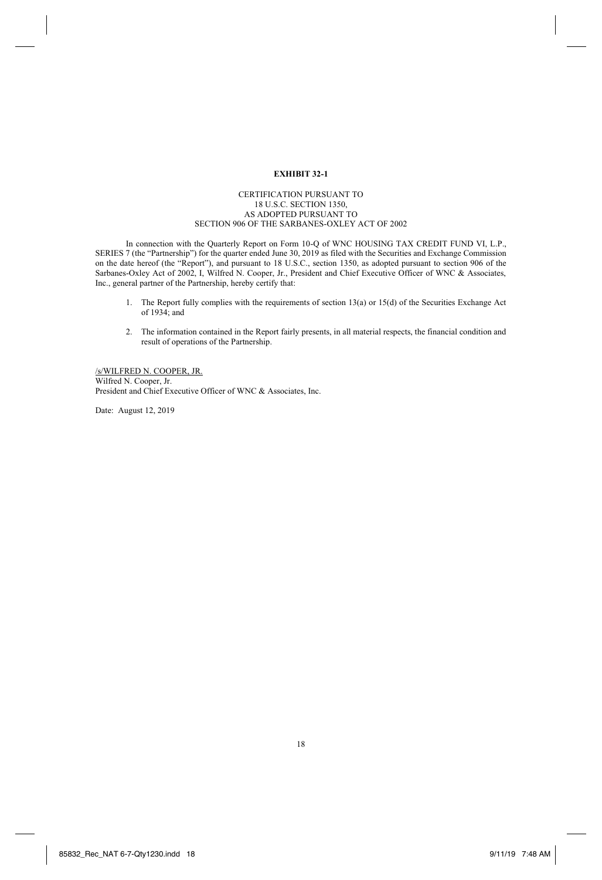**EXHIBIT 32-1**

CERTIFICATION PURSUANT TO
18 U.S.C. SECTION 1350,
AS ADOPTED PURSUANT TO
SECTION 906 OF THE SARBANES-OXLEY ACT OF 2002

In connection with the Quarterly Report on Form 10-Q of WNC HOUSING TAX CREDIT FUND VI, L.P., SERIES 7 (the "Partnership") for the quarter ended June 30, 2019 as filed with the Securities and Exchange Commission on the date hereof (the "Report"), and pursuant to 18 U.S.C., section 1350, as adopted pursuant to section 906 of the Sarbanes-Oxley Act of 2002, I, Wilfred N. Cooper, Jr., President and Chief Executive Officer of WNC & Associates, Inc., general partner of the Partnership, hereby certify that:

1. The Report fully complies with the requirements of section 13(a) or 15(d) of the Securities Exchange Act of 1934; and

2. The information contained in the Report fairly presents, in all material respects, the financial condition and result of operations of the Partnership.

/s/WILFRED N. COOPER, JR.
Wilfred N. Cooper, Jr.
President and Chief Executive Officer of WNC & Associates, Inc.

Date: August 12, 2019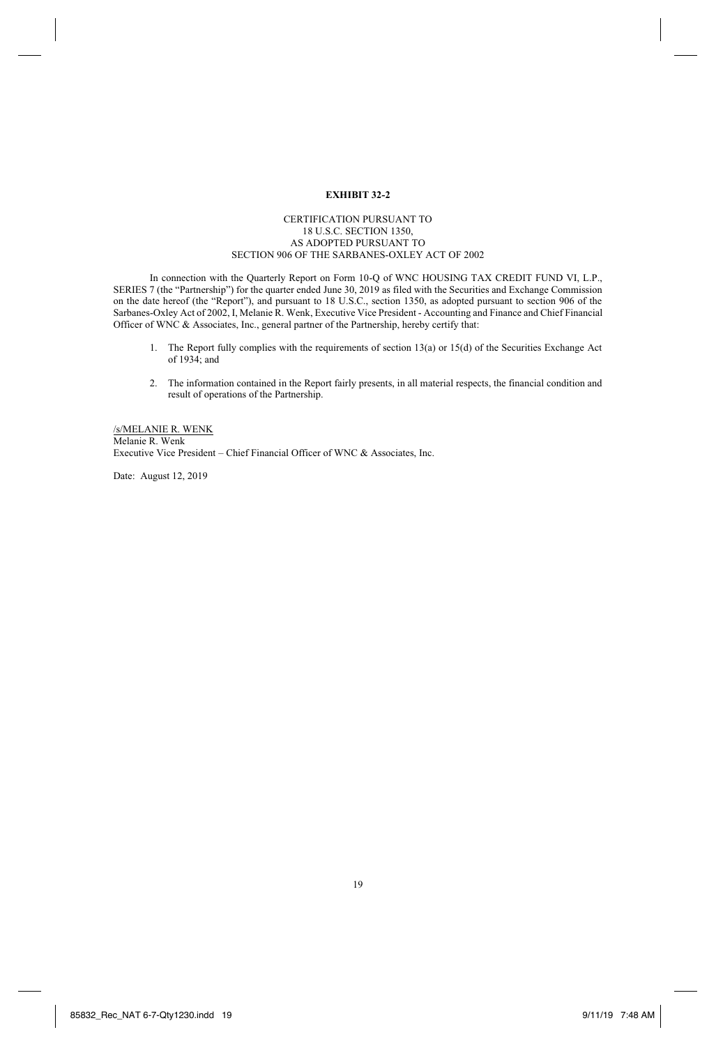**EXHIBIT 32-2**

CERTIFICATION PURSUANT TO
18 U.S.C. SECTION 1350,
AS ADOPTED PURSUANT TO
SECTION 906 OF THE SARBANES-OXLEY ACT OF 2002

In connection with the Quarterly Report on Form 10-Q of WNC HOUSING TAX CREDIT FUND VI, L.P., SERIES 7 (the "Partnership") for the quarter ended June 30, 2019 as filed with the Securities and Exchange Commission on the date hereof (the "Report"), and pursuant to 18 U.S.C., section 1350, as adopted pursuant to section 906 of the Sarbanes-Oxley Act of 2002, I, Melanie R. Wenk, Executive Vice President - Accounting and Finance and Chief Financial Officer of WNC & Associates, Inc., general partner of the Partnership, hereby certify that:

1. The Report fully complies with the requirements of section 13(a) or 15(d) of the Securities Exchange Act of 1934; and

2. The information contained in the Report fairly presents, in all material respects, the financial condition and result of operations of the Partnership.

/s/MELANIE R. WENK
Melanie R. Wenk
Executive Vice President – Chief Financial Officer of WNC & Associates, Inc.

Date: August 12, 2019